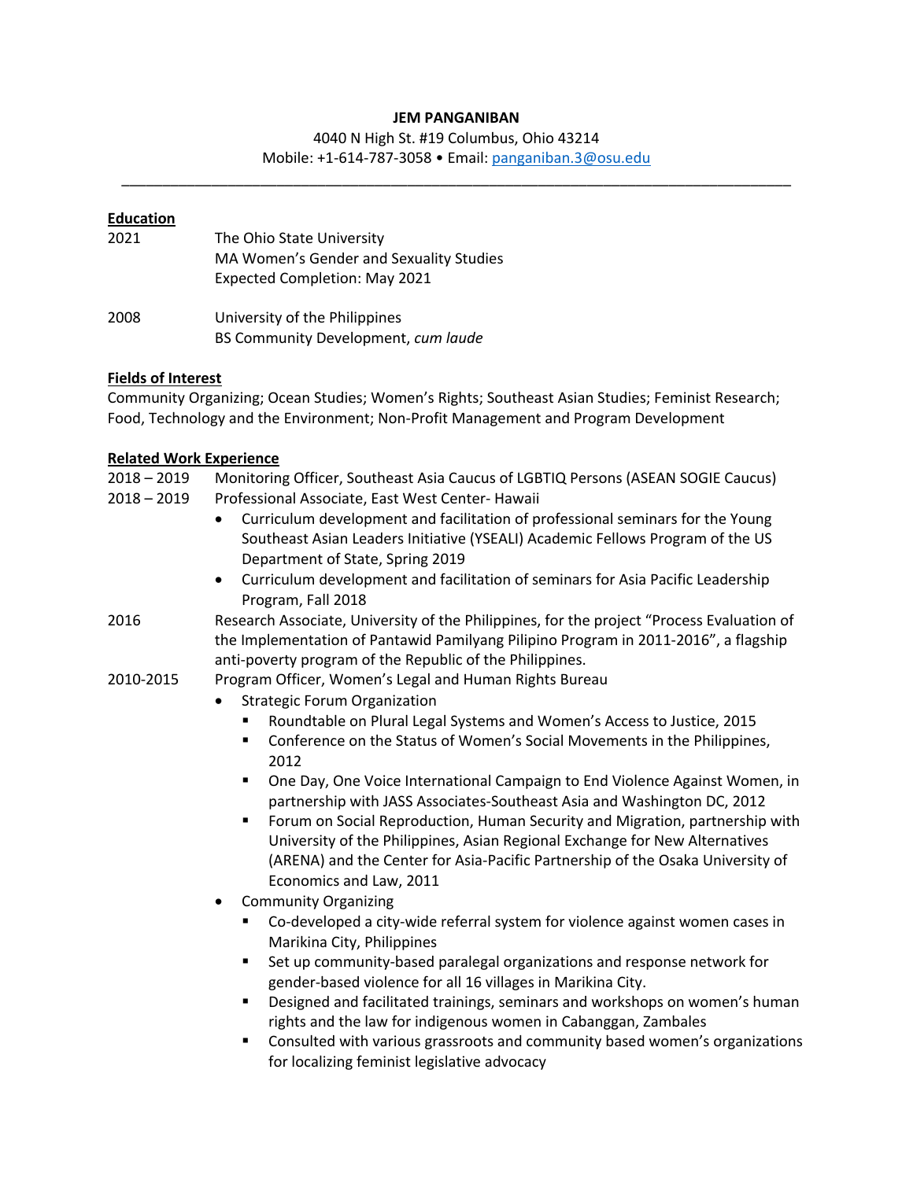**JEM PANGANIBAN**

4040 N High St. #19 Columbus, Ohio 43214

Mobile: +1-614-787-3058 • Email: panganiban.3@osu.edu

---

## Education

**2021** — The Ohio State University
MA Women's Gender and Sexuality Studies
Expected Completion: May 2021

**2008** — University of the Philippines
BS Community Development, *cum laude*

## Fields of Interest

Community Organizing; Ocean Studies; Women's Rights; Southeast Asian Studies; Feminist Research; Food, Technology and the Environment; Non-Profit Management and Program Development

## Related Work Experience

**2018 – 2019** — Monitoring Officer, Southeast Asia Caucus of LGBTIQ Persons (ASEAN SOGIE Caucus)

**2018 – 2019** — Professional Associate, East West Center- Hawaii

- Curriculum development and facilitation of professional seminars for the Young Southeast Asian Leaders Initiative (YSEALI) Academic Fellows Program of the US Department of State, Spring 2019
- Curriculum development and facilitation of seminars for Asia Pacific Leadership Program, Fall 2018

**2016** — Research Associate, University of the Philippines, for the project "Process Evaluation of the Implementation of Pantawid Pamilyang Pilipino Program in 2011-2016", a flagship anti-poverty program of the Republic of the Philippines.

**2010-2015** — Program Officer, Women's Legal and Human Rights Bureau

- Strategic Forum Organization
  - Roundtable on Plural Legal Systems and Women's Access to Justice, 2015
  - Conference on the Status of Women's Social Movements in the Philippines, 2012
  - One Day, One Voice International Campaign to End Violence Against Women, in partnership with JASS Associates-Southeast Asia and Washington DC, 2012
  - Forum on Social Reproduction, Human Security and Migration, partnership with University of the Philippines, Asian Regional Exchange for New Alternatives (ARENA) and the Center for Asia-Pacific Partnership of the Osaka University of Economics and Law, 2011
- Community Organizing
  - Co-developed a city-wide referral system for violence against women cases in Marikina City, Philippines
  - Set up community-based paralegal organizations and response network for gender-based violence for all 16 villages in Marikina City.
  - Designed and facilitated trainings, seminars and workshops on women's human rights and the law for indigenous women in Cabanggan, Zambales
  - Consulted with various grassroots and community based women's organizations for localizing feminist legislative advocacy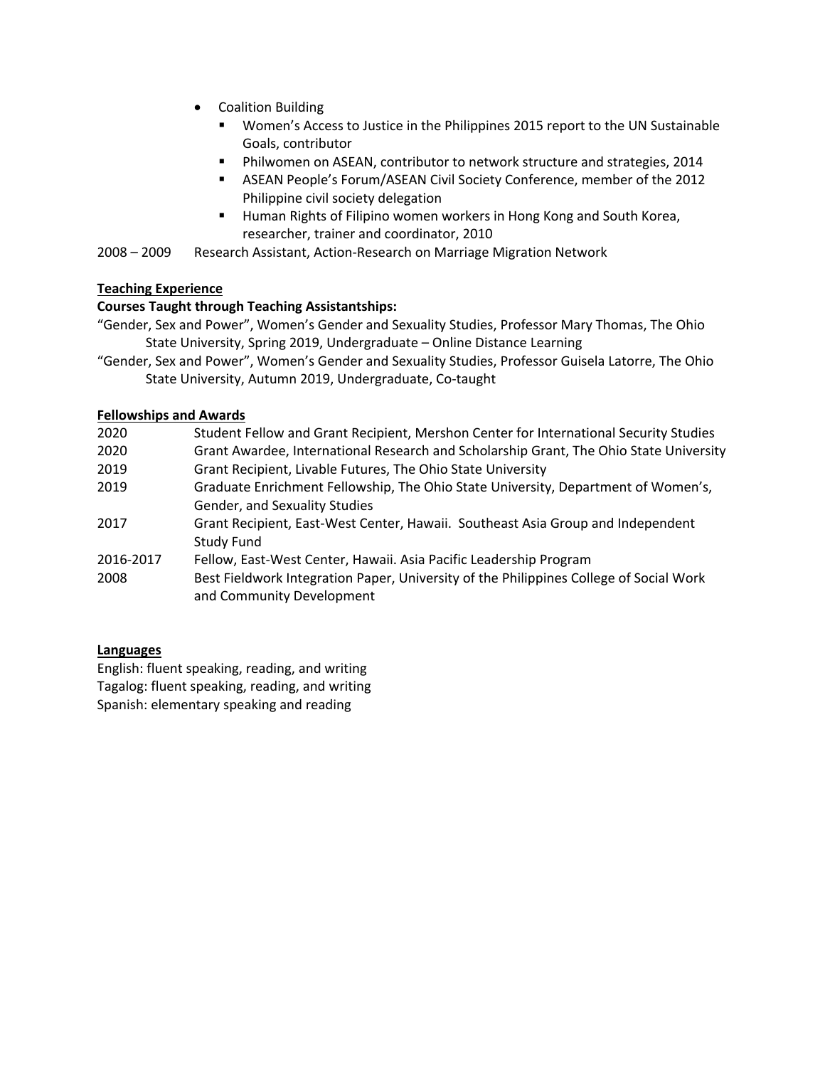- Coalition Building
  - Women's Access to Justice in the Philippines 2015 report to the UN Sustainable Goals, contributor
  - Philwomen on ASEAN, contributor to network structure and strategies, 2014
  - ASEAN People's Forum/ASEAN Civil Society Conference, member of the 2012 Philippine civil society delegation
  - Human Rights of Filipino women workers in Hong Kong and South Korea, researcher, trainer and coordinator, 2010

2008 – 2009 Research Assistant, Action-Research on Marriage Migration Network

**Teaching Experience**

**Courses Taught through Teaching Assistantships:**

"Gender, Sex and Power", Women's Gender and Sexuality Studies, Professor Mary Thomas, The Ohio State University, Spring 2019, Undergraduate – Online Distance Learning

"Gender, Sex and Power", Women's Gender and Sexuality Studies, Professor Guisela Latorre, The Ohio State University, Autumn 2019, Undergraduate, Co-taught

**Fellowships and Awards**

| | |
|---|---|
| 2020 | Student Fellow and Grant Recipient, Mershon Center for International Security Studies |
| 2020 | Grant Awardee, International Research and Scholarship Grant, The Ohio State University |
| 2019 | Grant Recipient, Livable Futures, The Ohio State University |
| 2019 | Graduate Enrichment Fellowship, The Ohio State University, Department of Women's, Gender, and Sexuality Studies |
| 2017 | Grant Recipient, East-West Center, Hawaii. Southeast Asia Group and Independent Study Fund |
| 2016-2017 | Fellow, East-West Center, Hawaii. Asia Pacific Leadership Program |
| 2008 | Best Fieldwork Integration Paper, University of the Philippines College of Social Work and Community Development |

**Languages**

English: fluent speaking, reading, and writing
Tagalog: fluent speaking, reading, and writing
Spanish: elementary speaking and reading